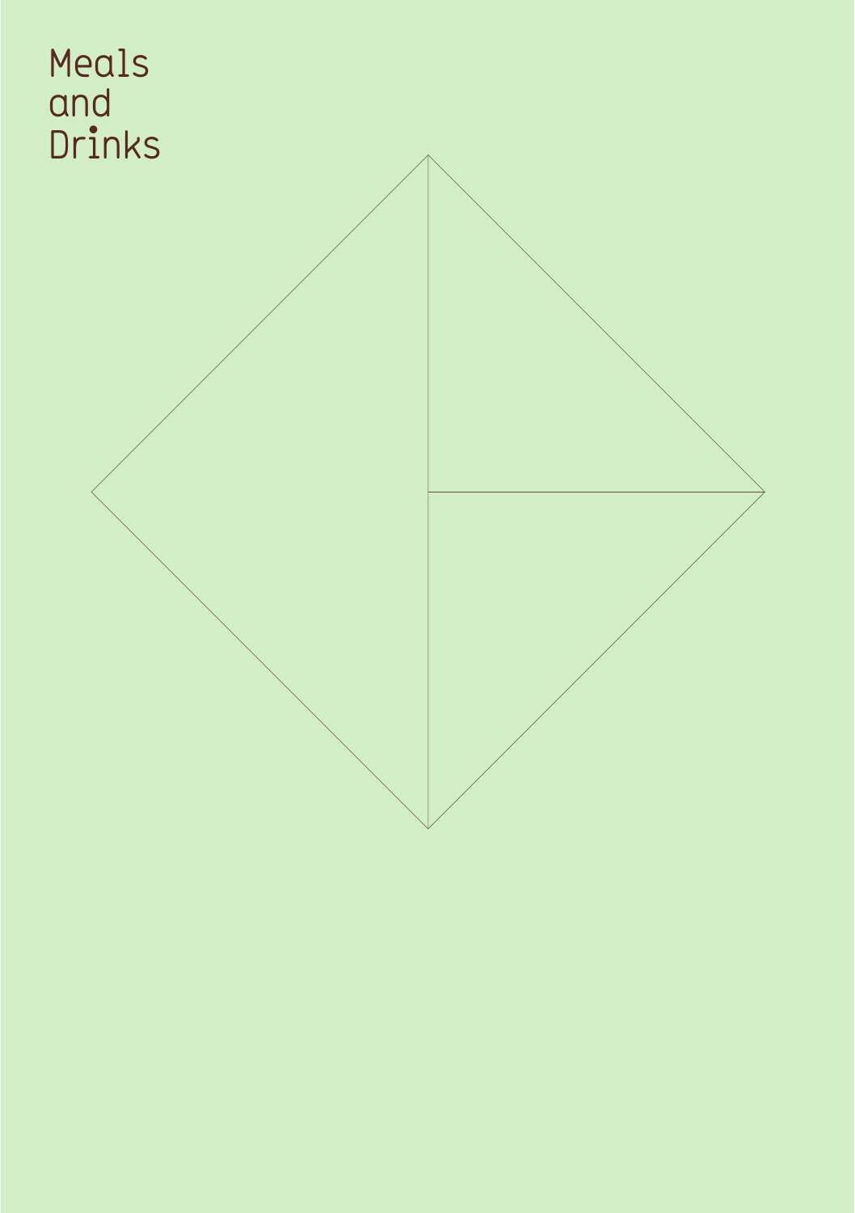# Meals and Drinks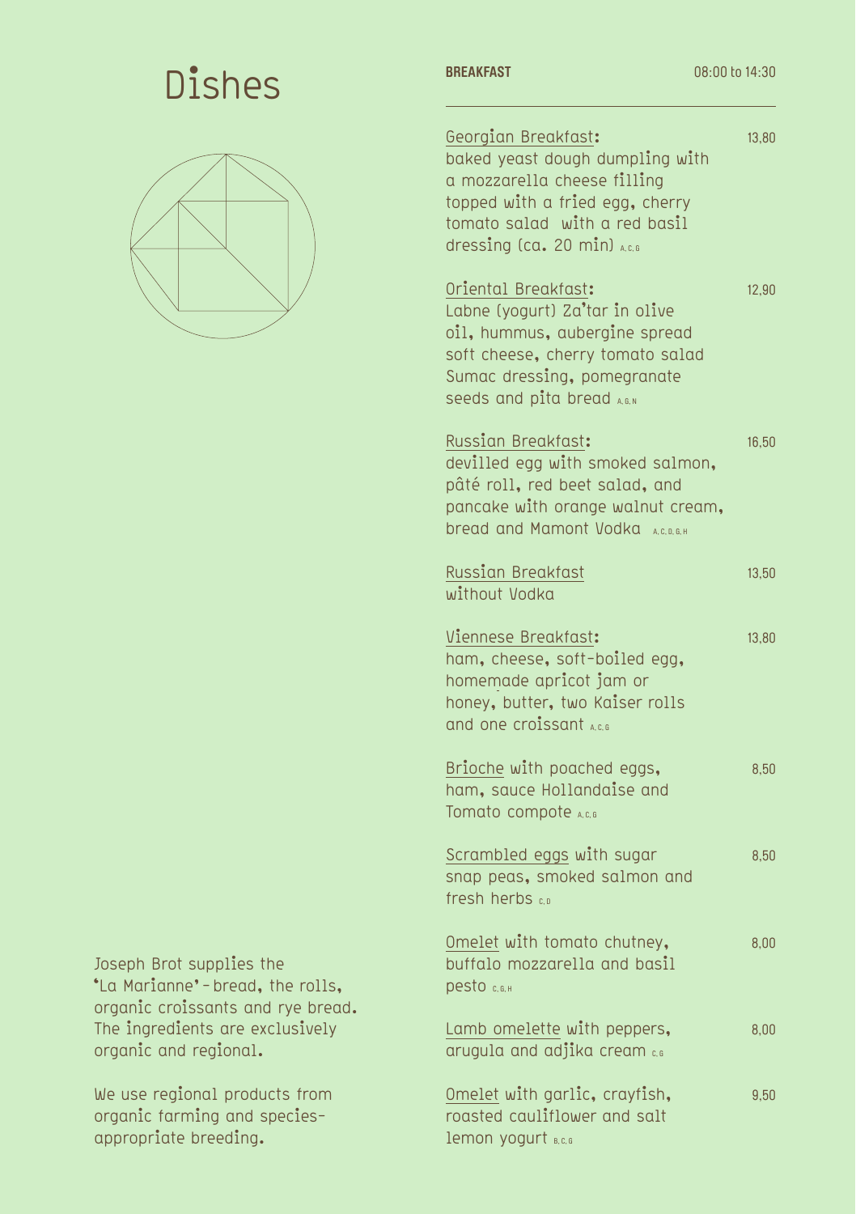# Dishes

Joseph Brot supplies the 'La Marianne' - bread, the rolls, organic croissants and rye bread. The ingredients are exclusively organic and regional.

We use regional products from organic farming and species-appropriate breeding.

## BREAKFAST

08:00 to 14:30

Georgian Breakfast: baked yeast dough dumpling with a mozzarella cheese filling topped with a fried egg, cherry tomato salad with a red basil dressing (ca. 20 min) A, C, G — 13,80

Oriental Breakfast: Labne (yogurt) Za'tar in olive oil, hummus, aubergine spread soft cheese, cherry tomato salad Sumac dressing, pomegranate seeds and pita bread A, G, N — 12,90

Russian Breakfast: devilled egg with smoked salmon, pâté roll, red beet salad, and pancake with orange walnut cream, bread and Mamont Vodka A, C, D, G, H — 16,50

Russian Breakfast without Vodka — 13,50

Viennese Breakfast: ham, cheese, soft-boiled egg, homemade apricot jam or honey, butter, two Kaiser rolls and one croissant A, C, G — 13,80

Brioche with poached eggs, ham, sauce Hollandaise and Tomato compote A, C, G — 8,50

Scrambled eggs with sugar snap peas, smoked salmon and fresh herbs C, D — 8,50

Omelet with tomato chutney, buffalo mozzarella and basil pesto C, G, H — 8,00

Lamb omelette with peppers, arugula and adjika cream C, G — 8,00

Omelet with garlic, crayfish, roasted cauliflower and salt lemon yogurt B, C, G — 9,50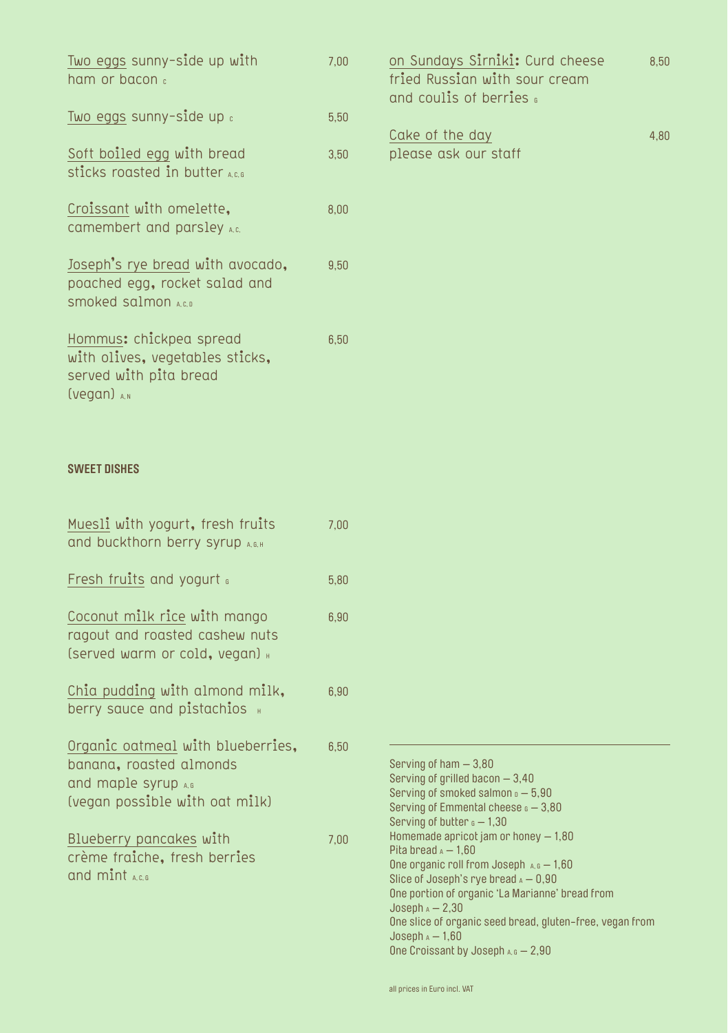Two eggs sunny-side up with ham or bacon C — 7,00

Two eggs sunny-side up C — 5,50

Soft boiled egg with bread sticks roasted in butter A, C, G — 3,50

Croissant with omelette, camembert and parsley A, C, — 8,00

Joseph's rye bread with avocado, poached egg, rocket salad and smoked salmon A, C, D — 9,50

Hommus: chickpea spread with olives, vegetables sticks, served with pita bread (vegan) A, N — 6,50

on Sundays Sirniki: Curd cheese fried Russian with sour cream and coulis of berries G — 8,50

Cake of the day please ask our staff — 4,80

**SWEET DISHES**

Muesli with yogurt, fresh fruits and buckthorn berry syrup A, G, H — 7,00

Fresh fruits and yogurt G — 5,80

Coconut milk rice with mango ragout and roasted cashew nuts (served warm or cold, vegan) H — 6,90

Chia pudding with almond milk, berry sauce and pistachios H — 6,90

Organic oatmeal with blueberries, banana, roasted almonds and maple syrup A, G (vegan possible with oat milk) — 6,50

Blueberry pancakes with crème fraiche, fresh berries and mint A, C, G — 7,00

---

Serving of ham – 3,80
Serving of grilled bacon – 3,40
Serving of smoked salmon D – 5,90
Serving of Emmental cheese G – 3,80
Serving of butter G – 1,30
Homemade apricot jam or honey – 1,80
Pita bread A – 1,60
One organic roll from Joseph A, G – 1,60
Slice of Joseph's rye bread A – 0,90
One portion of organic 'La Marianne' bread from Joseph A – 2,30
One slice of organic seed bread, gluten-free, vegan from Joseph A – 1,60
One Croissant by Joseph A, G – 2,90

all prices in Euro incl. VAT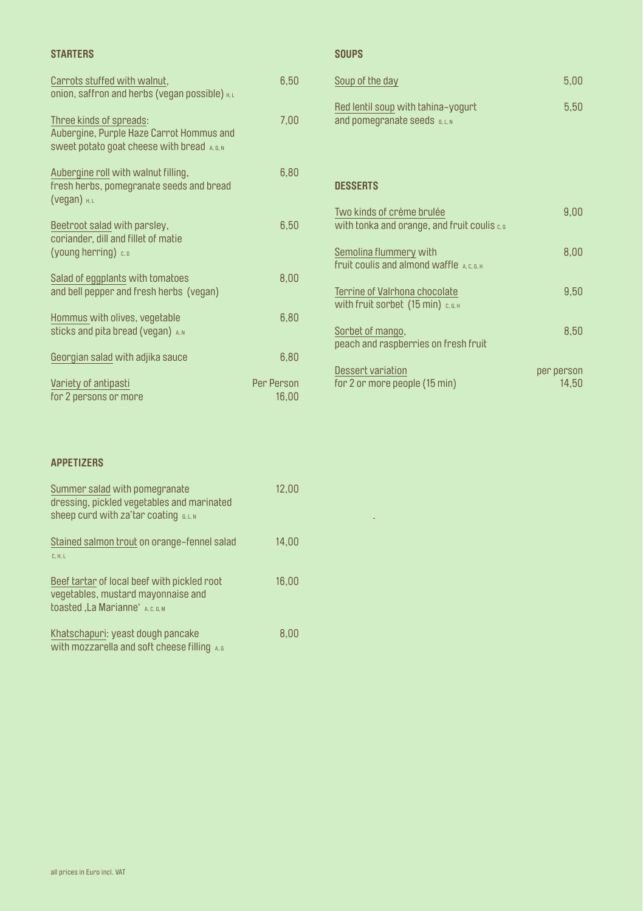## STARTERS

| | |
|---|---|
| Carrots stuffed with walnut, onion, saffron and herbs (vegan possible) H, L | 6,50 |
| Three kinds of spreads: Aubergine, Purple Haze Carrot Hommus and sweet potato goat cheese with bread A, G, N | 7,00 |
| Aubergine roll with walnut filling, fresh herbs, pomegranate seeds and bread (vegan) H, L | 6,80 |
| Beetroot salad with parsley, coriander, dill and fillet of matie (young herring) C, D | 6,50 |
| Salad of eggplants with tomatoes and bell pepper and fresh herbs (vegan) | 8,00 |
| Hommus with olives, vegetable sticks and pita bread (vegan) A, N | 6,80 |
| Georgian salad with adjika sauce | 6,80 |
| Variety of antipasti for 2 persons or more | Per Person 16,00 |

## APPETIZERS

| | |
|---|---|
| Summer salad with pomegranate dressing, pickled vegetables and marinated sheep curd with za'tar coating G, L, N | 12,00 |
| Stained salmon trout on orange-fennel salad C, H, L | 14,00 |
| Beef tartar of local beef with pickled root vegetables, mustard mayonnaise and toasted ‚La Marianne' A, C, G, M | 16,00 |
| Khatschapuri: yeast dough pancake with mozzarella and soft cheese filling A, G | 8,00 |

## SOUPS

| | |
|---|---|
| Soup of the day | 5,00 |
| Red lentil soup with tahina-yogurt and pomegranate seeds G, L, N | 5,50 |

## DESSERTS

| | |
|---|---|
| Two kinds of crème brulée with tonka and orange, and fruit coulis C, G | 9,00 |
| Semolina flummery with fruit coulis and almond waffle A, C, G, H | 8,00 |
| Terrine of Valrhona chocolate with fruit sorbet (15 min) C, G, H | 9,50 |
| Sorbet of mango, peach and raspberries on fresh fruit | 8,50 |
| Dessert variation for 2 or more people (15 min) | per person 14,50 |

all prices in Euro incl. VAT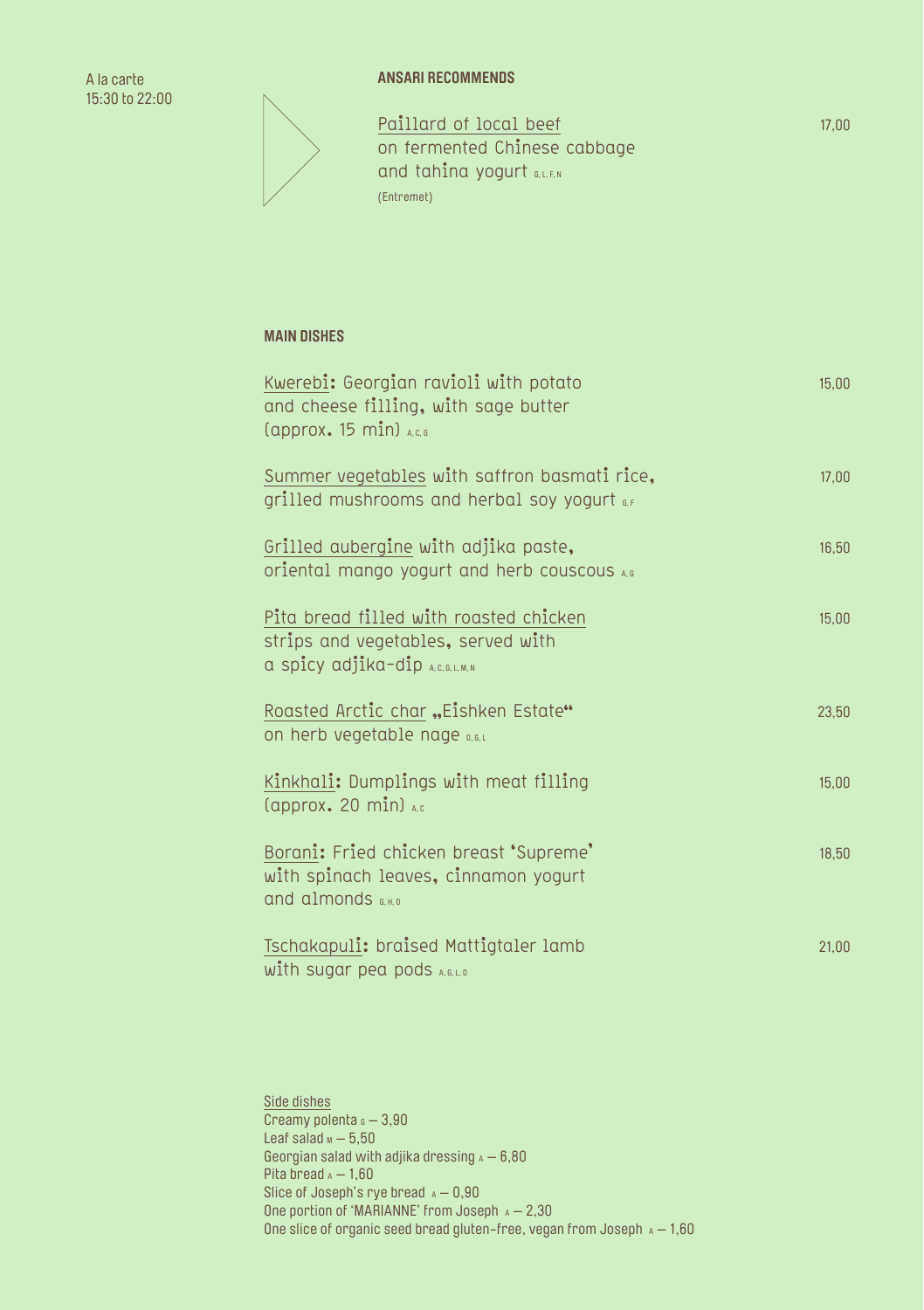A la carte
15:30 to 22:00

**ANSARI RECOMMENDS**

Paillard of local beef on fermented Chinese cabbage and tahina yogurt G, L, F, N
(Entremet) — 17,00

**MAIN DISHES**

Kwerebi: Georgian ravioli with potato and cheese filling, with sage butter (approx. 15 min) A, C, G — 15,00

Summer vegetables with saffron basmati rice, grilled mushrooms and herbal soy yogurt G, F — 17,00

Grilled aubergine with adjika paste, oriental mango yogurt and herb couscous A, G — 16,50

Pita bread filled with roasted chicken strips and vegetables, served with a spicy adjika-dip A, C, G, L, M, N — 15,00

Roasted Arctic char „Eishken Estate" on herb vegetable nage D, G, L — 23,50

Kinkhali: Dumplings with meat filling (approx. 20 min) A, C — 15,00

Borani: Fried chicken breast 'Supreme' with spinach leaves, cinnamon yogurt and almonds G, H, O — 18,50

Tschakapuli: braised Mattigtaler lamb with sugar pea pods A, G, L, O — 21,00

Side dishes
Creamy polenta G – 3,90
Leaf salad M – 5,50
Georgian salad with adjika dressing A – 6,80
Pita bread A – 1,60
Slice of Joseph's rye bread A – 0,90
One portion of 'MARIANNE' from Joseph A – 2,30
One slice of organic seed bread gluten-free, vegan from Joseph A – 1,60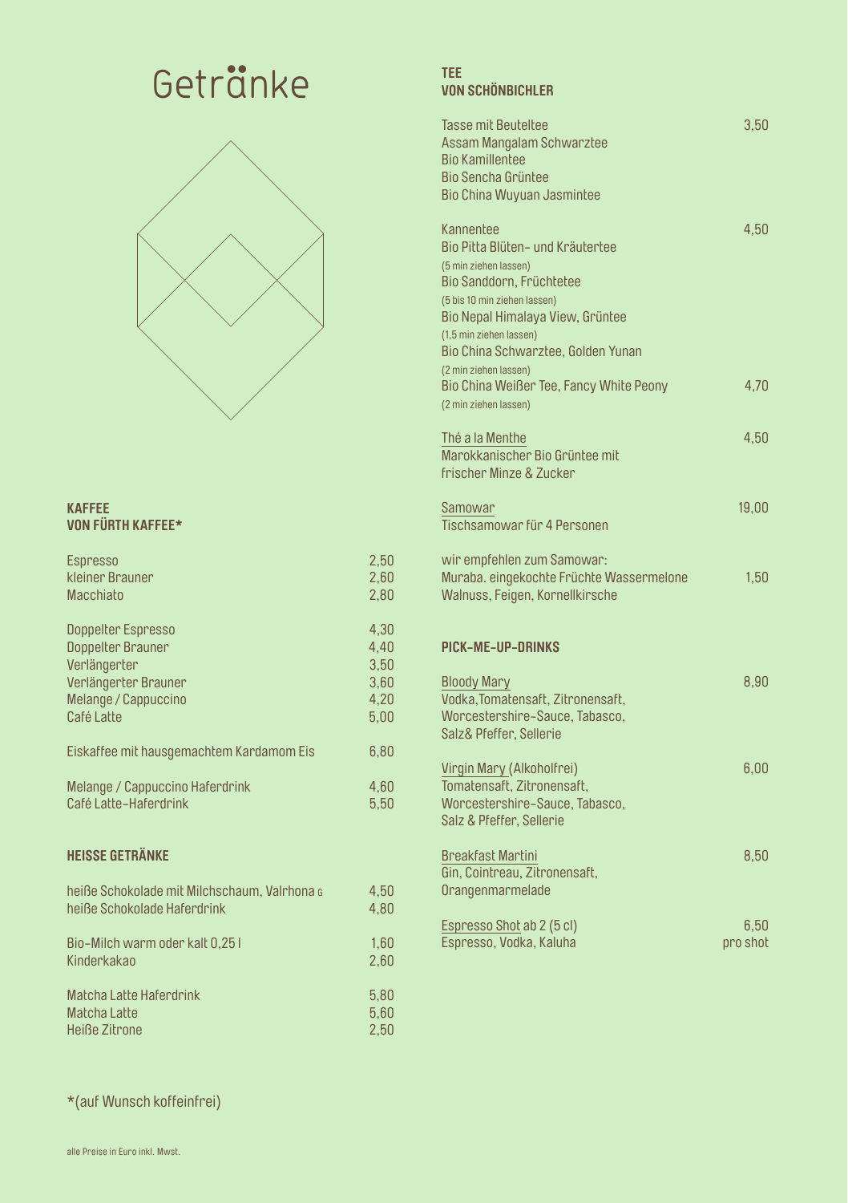# Getränke

## KAFFEE
## VON FÜRTH KAFFEE*

| | |
|---|---|
| Espresso | 2,50 |
| kleiner Brauner | 2,60 |
| Macchiato | 2,80 |
| Doppelter Espresso | 4,30 |
| Doppelter Brauner | 4,40 |
| Verlängerter | 3,50 |
| Verlängerter Brauner | 3,60 |
| Melange / Cappuccino | 4,20 |
| Café Latte | 5,00 |
| Eiskaffee mit hausgemachtem Kardamom Eis | 6,80 |
| Melange / Cappuccino Haferdrink | 4,60 |
| Café Latte-Haferdrink | 5,50 |

## HEISSE GETRÄNKE

| | |
|---|---|
| heiße Schokolade mit Milchschaum, Valrhona G | 4,50 |
| heiße Schokolade Haferdrink | 4,80 |
| Bio-Milch warm oder kalt 0,25 l | 1,60 |
| Kinderkakao | 2,60 |
| Matcha Latte Haferdrink | 5,80 |
| Matcha Latte | 5,60 |
| Heiße Zitrone | 2,50 |

*(auf Wunsch koffeinfrei)

## TEE
## VON SCHÖNBICHLER

Tasse mit Beuteltee — 3,50
Assam Mangalam Schwarztee
Bio Kamillentee
Bio Sencha Grüntee
Bio China Wuyuan Jasmintee

Kannentee — 4,50
Bio Pitta Blüten- und Kräutertee
(5 min ziehen lassen)
Bio Sanddorn, Früchtetee
(5 bis 10 min ziehen lassen)
Bio Nepal Himalaya View, Grüntee
(1,5 min ziehen lassen)
Bio China Schwarztee, Golden Yunan
(2 min ziehen lassen)
Bio China Weißer Tee, Fancy White Peony — 4,70
(2 min ziehen lassen)

Thé a la Menthe — 4,50
Marokkanischer Bio Grüntee mit frischer Minze & Zucker

Samowar — 19,00
Tischsamowar für 4 Personen

wir empfehlen zum Samowar:
Muraba. eingekochte Früchte Wassermelone — 1,50
Walnuss, Feigen, Kornellkirsche

## PICK-ME-UP-DRINKS

Bloody Mary — 8,90
Vodka,Tomatensaft, Zitronensaft, Worcestershire-Sauce, Tabasco, Salz& Pfeffer, Sellerie

Virgin Mary (Alkoholfrei) — 6,00
Tomatensaft, Zitronensaft, Worcestershire-Sauce, Tabasco, Salz & Pfeffer, Sellerie

Breakfast Martini — 8,50
Gin, Cointreau, Zitronensaft, Orangenmarmelade

Espresso Shot ab 2 (5 cl) — 6,50 pro shot
Espresso, Vodka, Kaluha

alle Preise in Euro inkl. Mwst.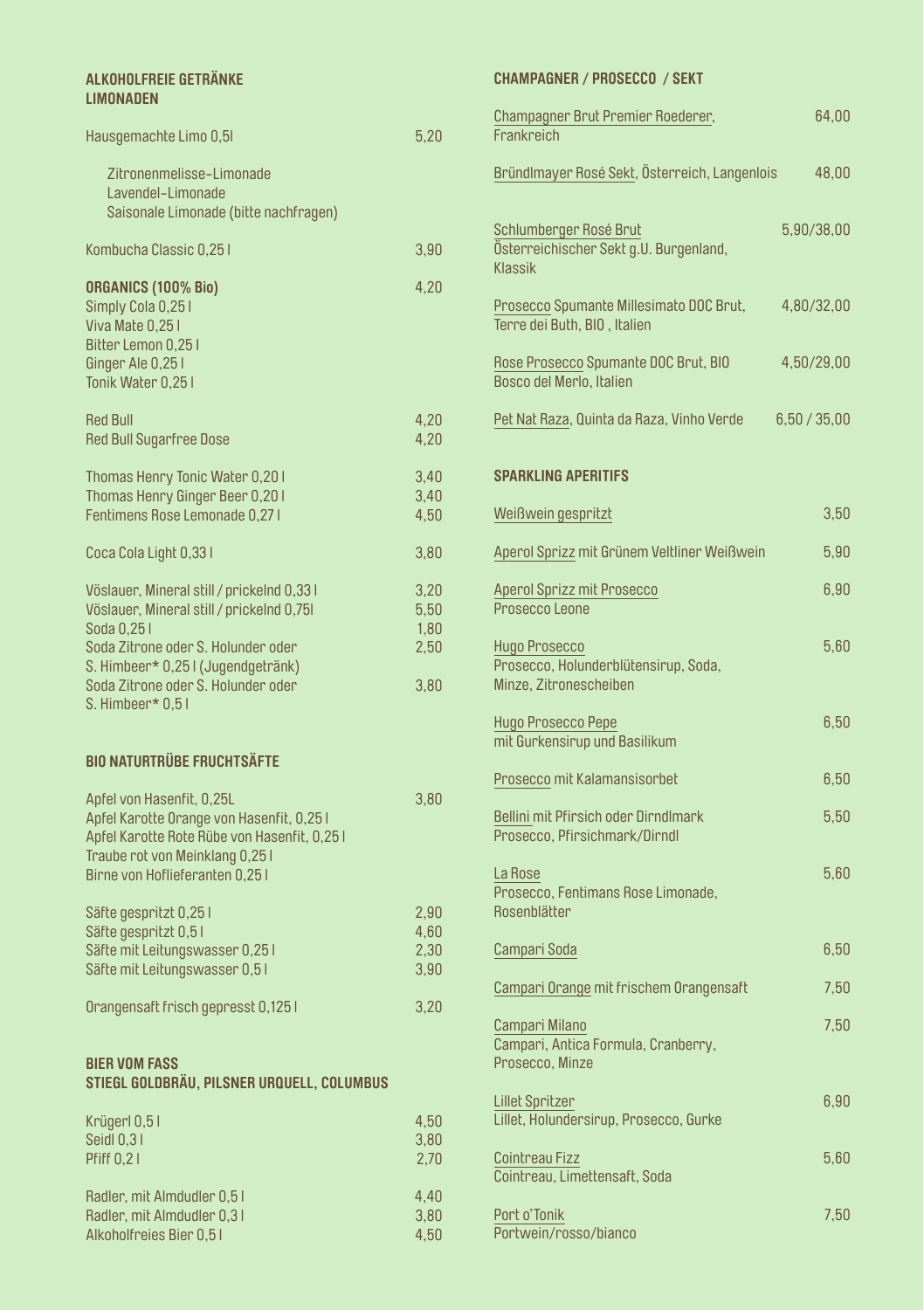## ALKOHOLFREIE GETRÄNKE
## LIMONADEN

Hausgemachte Limo 0,5l 5,20

- Zitronenmelisse-Limonade
- Lavendel-Limonade
- Saisonale Limonade (bitte nachfragen)

Kombucha Classic 0,25 l 3,90

**ORGANICS (100% Bio)** 4,20
Simply Cola 0,25 l
Viva Mate 0,25 l
Bitter Lemon 0,25 l
Ginger Ale 0,25 l
Tonik Water 0,25 l

Red Bull 4,20
Red Bull Sugarfree Dose 4,20

Thomas Henry Tonic Water 0,20 l 3,40
Thomas Henry Ginger Beer 0,20 l 3,40
Fentimens Rose Lemonade 0,27 l 4,50

Coca Cola Light 0,33 l 3,80

Vöslauer, Mineral still / prickelnd 0,33 l 3,20
Vöslauer, Mineral still / prickelnd 0,75l 5,50
Soda 0,25 l 1,80
Soda Zitrone oder S. Holunder oder S. Himbeer* 0,25 l (Jugendgetränk) 2,50
Soda Zitrone oder S. Holunder oder S. Himbeer* 0,5 l 3,80

## BIO NATURTRÜBE FRUCHTSÄFTE

Apfel von Hasenfit, 0,25L 3,80
Apfel Karotte Orange von Hasenfit, 0,25 l
Apfel Karotte Rote Rübe von Hasenfit, 0,25 l
Traube rot von Meinklang 0,25 l
Birne von Hoflieferanten 0,25 l

Säfte gespritzt 0,25 l 2,90
Säfte gespritzt 0,5 l 4,60
Säfte mit Leitungswasser 0,25 l 2,30
Säfte mit Leitungswasser 0,5 l 3,90

Orangensaft frisch gepresst 0,125 l 3,20

## BIER VOM FASS
## STIEGL GOLDBRÄU, PILSNER URQUELL, COLUMBUS

Krügerl 0,5 l 4,50
Seidl 0,3 l 3,80
Pfiff 0,2 l 2,70

Radler, mit Almdudler 0,5 l 4,40
Radler, mit Almdudler 0,3 l 3,80
Alkoholfreies Bier 0,5 l 4,50

## CHAMPAGNER / PROSECCO / SEKT

Champagner Brut Premier Roederer, Frankreich 64,00

Bründlmayer Rosé Sekt, Österreich, Langenlois 48,00

Schlumberger Rosé Brut 5,90/38,00
Österreichischer Sekt g.U. Burgenland, Klassik

Prosecco Spumante Millesimato DOC Brut, 4,80/32,00
Terre dei Buth, BIO , Italien

Rose Prosecco Spumante DOC Brut, BIO 4,50/29,00
Bosco del Merlo, Italien

Pet Nat Raza, Quinta da Raza, Vinho Verde 6,50 / 35,00

## SPARKLING APERITIFS

Weißwein gespritzt 3,50

Aperol Sprizz mit Grünem Veltliner Weißwein 5,90

Aperol Sprizz mit Prosecco 6,90
Prosecco Leone

Hugo Prosecco 5,60
Prosecco, Holunderblütensirup, Soda, Minze, Zitronescheiben

Hugo Prosecco Pepe 6,50
mit Gurkensirup und Basilikum

Prosecco mit Kalamansisorbet 6,50

Bellini mit Pfirsich oder Dirndlmark 5,50
Prosecco, Pfirsichmark/Dirndl

La Rose 5,60
Prosecco, Fentimans Rose Limonade, Rosenblätter

Campari Soda 6,50

Campari Orange mit frischem Orangensaft 7,50

Campari Milano 7,50
Campari, Antica Formula, Cranberry, Prosecco, Minze

Lillet Spritzer 6,90
Lillet, Holundersirup, Prosecco, Gurke

Cointreau Fizz 5,60
Cointreau, Limettensaft, Soda

Port o'Tonik 7,50
Portwein/rosso/bianco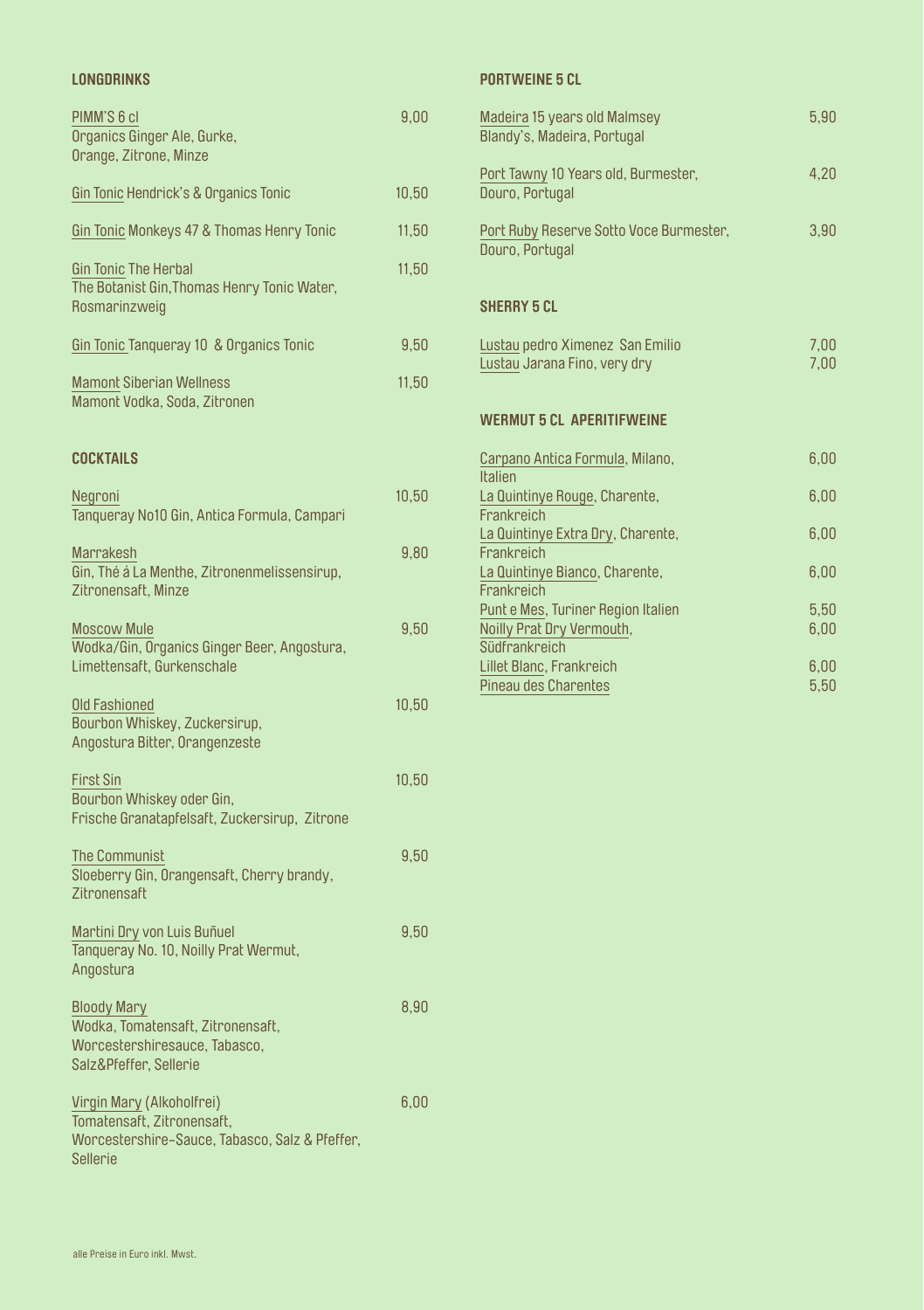## LONGDRINKS

| | |
|---|---|
| PIMM'S 6 cl<br>Organics Ginger Ale, Gurke,<br>Orange, Zitrone, Minze | 9,00 |
| Gin Tonic Hendrick's & Organics Tonic | 10,50 |
| Gin Tonic Monkeys 47 & Thomas Henry Tonic | 11,50 |
| Gin Tonic The Herbal<br>The Botanist Gin,Thomas Henry Tonic Water,<br>Rosmarinzweig | 11,50 |
| Gin Tonic Tanqueray 10 & Organics Tonic | 9,50 |
| Mamont Siberian Wellness<br>Mamont Vodka, Soda, Zitronen | 11,50 |

## COCKTAILS

| | |
|---|---|
| Negroni<br>Tanqueray No10 Gin, Antica Formula, Campari | 10,50 |
| Marrakesh<br>Gin, Thé á La Menthe, Zitronenmelissensirup,<br>Zitronensaft, Minze | 9,80 |
| Moscow Mule<br>Wodka/Gin, Organics Ginger Beer, Angostura,<br>Limettensaft, Gurkenschale | 9,50 |
| Old Fashioned<br>Bourbon Whiskey, Zuckersirup,<br>Angostura Bitter, Orangenzeste | 10,50 |
| First Sin<br>Bourbon Whiskey oder Gin,<br>Frische Granatapfelsaft, Zuckersirup, Zitrone | 10,50 |
| The Communist<br>Sloeberry Gin, Orangensaft, Cherry brandy,<br>Zitronensaft | 9,50 |
| Martini Dry von Luis Buñuel<br>Tanqueray No. 10, Noilly Prat Wermut,<br>Angostura | 9,50 |
| Bloody Mary<br>Wodka, Tomatensaft, Zitronensaft,<br>Worcestershiresauce, Tabasco,<br>Salz&Pfeffer, Sellerie | 8,90 |
| Virgin Mary (Alkoholfrei)<br>Tomatensaft, Zitronensaft,<br>Worcestershire-Sauce, Tabasco, Salz & Pfeffer,<br>Sellerie | 6,00 |

## PORTWEINE 5 CL

| | |
|---|---|
| Madeira 15 years old Malmsey<br>Blandy's, Madeira, Portugal | 5,90 |
| Port Tawny 10 Years old, Burmester,<br>Douro, Portugal | 4,20 |
| Port Ruby Reserve Sotto Voce Burmester,<br>Douro, Portugal | 3,90 |

## SHERRY 5 CL

| | |
|---|---|
| Lustau pedro Ximenez San Emilio | 7,00 |
| Lustau Jarana Fino, very dry | 7,00 |

## WERMUT 5 CL APERITIFWEINE

| | |
|---|---|
| Carpano Antica Formula, Milano,<br>Italien | 6,00 |
| La Quintinye Rouge, Charente,<br>Frankreich | 6,00 |
| La Quintinye Extra Dry, Charente,<br>Frankreich | 6,00 |
| La Quintinye Bianco, Charente,<br>Frankreich | 6,00 |
| Punt e Mes, Turiner Region Italien | 5,50 |
| Noilly Prat Dry Vermouth,<br>Südfrankreich | 6,00 |
| Lillet Blanc, Frankreich | 6,00 |
| Pineau des Charentes | 5,50 |

alle Preise in Euro inkl. Mwst.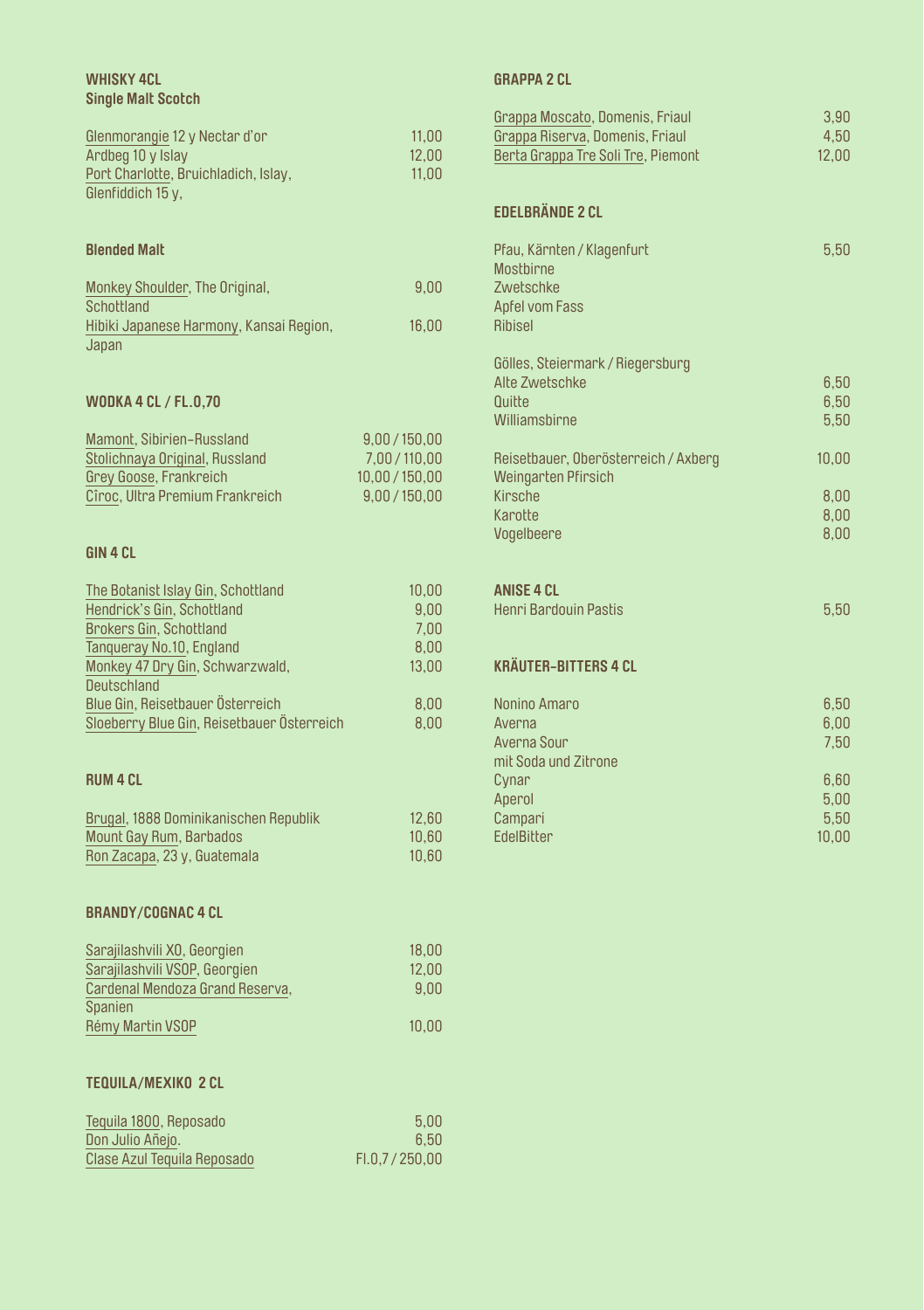## WHISKY 4CL

### Single Malt Scotch

| | |
|---|---|
| Glenmorangie 12 y Nectar d'or | 11,00 |
| Ardbeg 10 y Islay | 12,00 |
| Port Charlotte, Bruichladich, Islay, | 11,00 |
| Glenfiddich 15 y, | |

### Blended Malt

| | |
|---|---|
| Monkey Shoulder, The Original, Schottland | 9,00 |
| Hibiki Japanese Harmony, Kansai Region, Japan | 16,00 |

## WODKA 4 CL / FL.0,70

| | |
|---|---|
| Mamont, Sibirien-Russland | 9,00 / 150,00 |
| Stolichnaya Original, Russland | 7,00 / 110,00 |
| Grey Goose, Frankreich | 10,00 / 150,00 |
| Cîroc, Ultra Premium Frankreich | 9,00 / 150,00 |

## GIN 4 CL

| | |
|---|---|
| The Botanist Islay Gin, Schottland | 10,00 |
| Hendrick's Gin, Schottland | 9,00 |
| Brokers Gin, Schottland | 7,00 |
| Tanqueray No.10, England | 8,00 |
| Monkey 47 Dry Gin, Schwarzwald, Deutschland | 13,00 |
| Blue Gin, Reisetbauer Österreich | 8,00 |
| Sloeberry Blue Gin, Reisetbauer Österreich | 8,00 |

## RUM 4 CL

| | |
|---|---|
| Brugal, 1888 Dominikanischen Republik | 12,60 |
| Mount Gay Rum, Barbados | 10,60 |
| Ron Zacapa, 23 y, Guatemala | 10,60 |

## BRANDY/COGNAC 4 CL

| | |
|---|---|
| Sarajilashvili XO, Georgien | 18,00 |
| Sarajilashvili VSOP, Georgien | 12,00 |
| Cardenal Mendoza Grand Reserva, Spanien | 9,00 |
| Rémy Martin VSOP | 10,00 |

## TEQUILA/MEXIKO 2 CL

| | |
|---|---|
| Tequila 1800, Reposado | 5,00 |
| Don Julio Añejo. | 6,50 |
| Clase Azul Tequila Reposado | Fl.0,7 / 250,00 |

## GRAPPA 2 CL

| | |
|---|---|
| Grappa Moscato, Domenis, Friaul | 3,90 |
| Grappa Riserva, Domenis, Friaul | 4,50 |
| Berta Grappa Tre Soli Tre, Piemont | 12,00 |

## EDELBRÄNDE 2 CL

| | |
|---|---|
| Pfau, Kärnten / Klagenfurt | 5,50 |
| Mostbirne | |
| Zwetschke | |
| Apfel vom Fass | |
| Ribisel | |
| Gölles, Steiermark / Riegersburg | |
| Alte Zwetschke | 6,50 |
| Quitte | 6,50 |
| Williamsbirne | 5,50 |
| Reisetbauer, Oberösterreich / Axberg | 10,00 |
| Weingarten Pfirsich | |
| Kirsche | 8,00 |
| Karotte | 8,00 |
| Vogelbeere | 8,00 |

## ANISE 4 CL

| | |
|---|---|
| Henri Bardouin Pastis | 5,50 |

## KRÄUTER-BITTERS 4 CL

| | |
|---|---|
| Nonino Amaro | 6,50 |
| Averna | 6,00 |
| Averna Sour mit Soda und Zitrone | 7,50 |
| Cynar | 6,60 |
| Aperol | 5,00 |
| Campari | 5,50 |
| EdelBitter | 10,00 |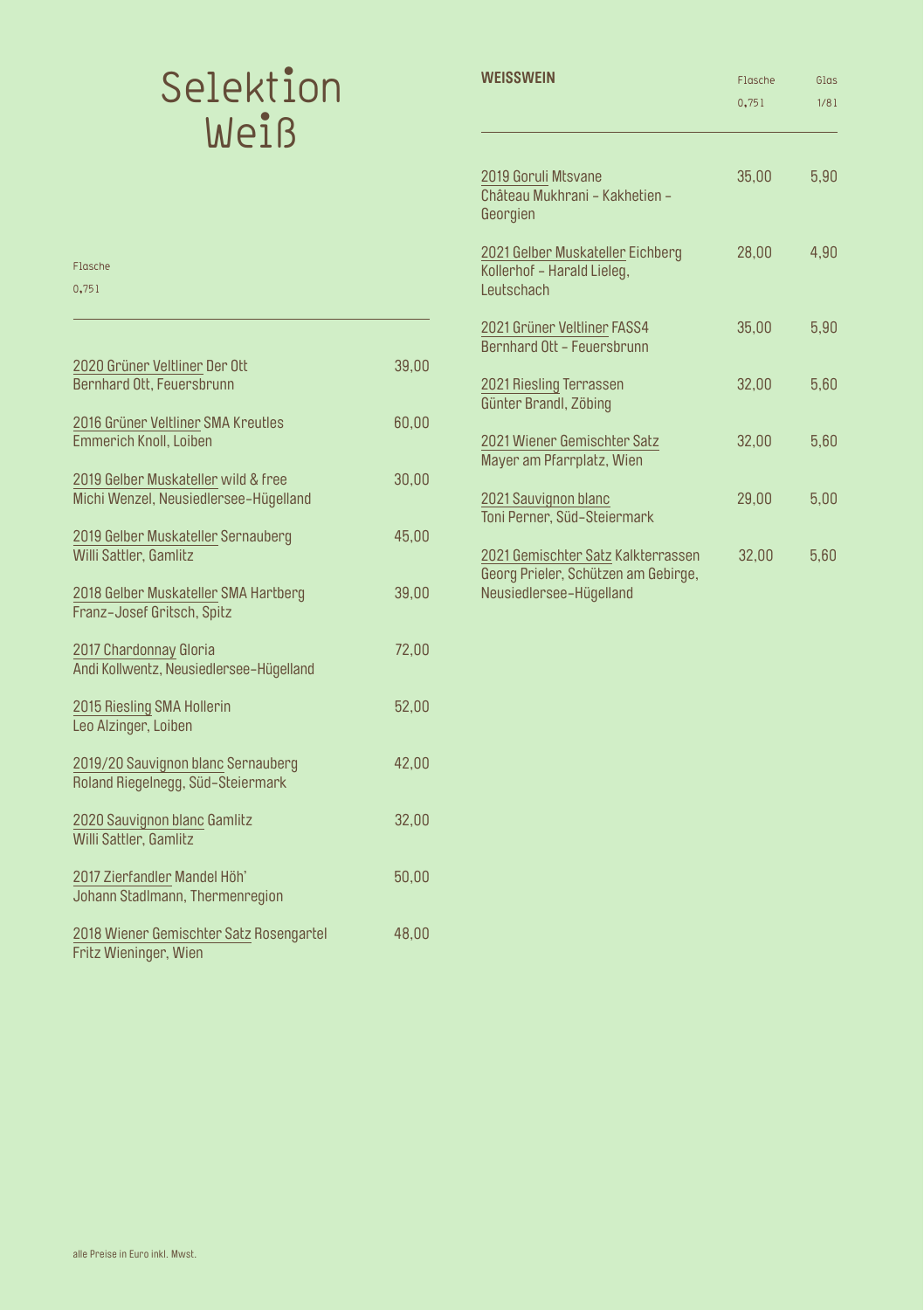# Selektion Weiß

| Wein | Flasche 0,75l |
|---|---|
| 2020 Grüner Veltliner Der Ott<br>Bernhard Ott, Feuersbrunn | 39,00 |
| 2016 Grüner Veltliner SMA Kreutles<br>Emmerich Knoll, Loiben | 60,00 |
| 2019 Gelber Muskateller wild & free<br>Michi Wenzel, Neusiedlersee-Hügelland | 30,00 |
| 2019 Gelber Muskateller Sernauberg<br>Willi Sattler, Gamlitz | 45,00 |
| 2018 Gelber Muskateller SMA Hartberg<br>Franz-Josef Gritsch, Spitz | 39,00 |
| 2017 Chardonnay Gloria<br>Andi Kollwentz, Neusiedlersee-Hügelland | 72,00 |
| 2015 Riesling SMA Hollerin<br>Leo Alzinger, Loiben | 52,00 |
| 2019/20 Sauvignon blanc Sernauberg<br>Roland Riegelnegg, Süd-Steiermark | 42,00 |
| 2020 Sauvignon blanc Gamlitz<br>Willi Sattler, Gamlitz | 32,00 |
| 2017 Zierfandler Mandel Höh'<br>Johann Stadlmann, Thermenregion | 50,00 |
| 2018 Wiener Gemischter Satz Rosengartel<br>Fritz Wieninger, Wien | 48,00 |

## WEISSWEIN

| Wein | Flasche 0,75l | Glas 1/8l |
|---|---|---|
| 2019 Goruli Mtsvane<br>Château Mukhrani - Kakhetien - Georgien | 35,00 | 5,90 |
| 2021 Gelber Muskateller Eichberg<br>Kollerhof - Harald Lieleg, Leutschach | 28,00 | 4,90 |
| 2021 Grüner Veltliner FASS4<br>Bernhard Ott - Feuersbrunn | 35,00 | 5,90 |
| 2021 Riesling Terrassen<br>Günter Brandl, Zöbing | 32,00 | 5,60 |
| 2021 Wiener Gemischter Satz<br>Mayer am Pfarrplatz, Wien | 32,00 | 5,60 |
| 2021 Sauvignon blanc<br>Toni Perner, Süd-Steiermark | 29,00 | 5,00 |
| 2021 Gemischter Satz Kalkterrassen<br>Georg Prieler, Schützen am Gebirge, Neusiedlersee-Hügelland | 32,00 | 5,60 |

alle Preise in Euro inkl. Mwst.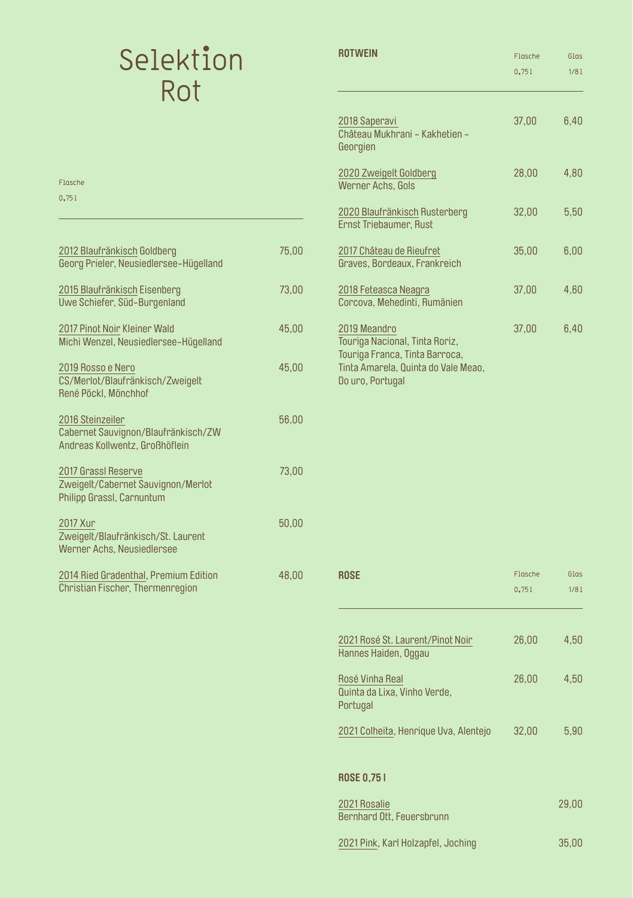# Selektion Rot

| Wein | Flasche 0,75l |
|---|---|
| 2012 Blaufränkisch Goldberg<br>Georg Prieler, Neusiedlersee-Hügelland | 75,00 |
| 2015 Blaufränkisch Eisenberg<br>Uwe Schiefer, Süd-Burgenland | 73,00 |
| 2017 Pinot Noir Kleiner Wald<br>Michi Wenzel, Neusiedlersee-Hügelland | 45,00 |
| 2019 Rosso e Nero<br>CS/Merlot/Blaufränkisch/Zweigelt<br>René Pöckl, Mönchhof | 45,00 |
| 2016 Steinzeiler<br>Cabernet Sauvignon/Blaufränkisch/ZW<br>Andreas Kollwentz, Großhöflein | 56,00 |
| 2017 Grassl Reserve<br>Zweigelt/Cabernet Sauvignon/Merlot<br>Philipp Grassl, Carnuntum | 73,00 |
| 2017 Xur<br>Zweigelt/Blaufränkisch/St. Laurent<br>Werner Achs, Neusiedlersee | 50,00 |
| 2014 Ried Gradenthal, Premium Edition<br>Christian Fischer, Thermenregion | 48,00 |

## ROTWEIN

| Wein | Flasche 0,75l | Glas 1/8l |
|---|---|---|
| 2018 Saperavi<br>Château Mukhrani - Kakhetien - Georgien | 37,00 | 6,40 |
| 2020 Zweigelt Goldberg<br>Werner Achs, Gols | 28,00 | 4,80 |
| 2020 Blaufränkisch Rusterberg<br>Ernst Triebaumer, Rust | 32,00 | 5,50 |
| 2017 Château de Rieufret<br>Graves, Bordeaux, Frankreich | 35,00 | 6,00 |
| 2018 Feteasca Neagra<br>Corcova, Mehedinti, Rumänien | 37,00 | 4,60 |
| 2019 Meandro<br>Touriga Nacional, Tinta Roriz, Touriga Franca, Tinta Barroca, Tinta Amarela, Quinta do Vale Meao, Do uro, Portugal | 37,00 | 6,40 |

## ROSE

| Wein | Flasche 0,75l | Glas 1/8l |
|---|---|---|
| 2021 Rosé St. Laurent/Pinot Noir<br>Hannes Haiden, Oggau | 26,00 | 4,50 |
| Rosé Vinha Real<br>Quinta da Lixa, Vinho Verde, Portugal | 26,00 | 4,50 |
| 2021 Colheita, Henrique Uva, Alentejo | 32,00 | 5,90 |

## ROSE 0,75 l

| Wein | Preis |
|---|---|
| 2021 Rosalie<br>Bernhard Ott, Feuersbrunn | 29,00 |
| 2021 Pink, Karl Holzapfel, Joching | 35,00 |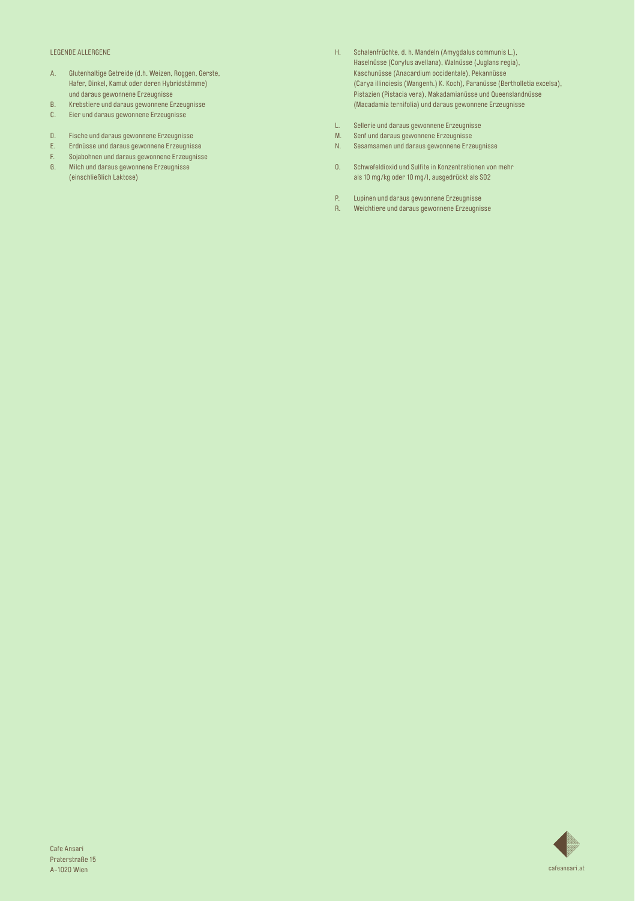## LEGENDE ALLERGENE

A. Glutenhaltige Getreide (d.h. Weizen, Roggen, Gerste, Hafer, Dinkel, Kamut oder deren Hybridstämme) und daraus gewonnene Erzeugnisse
B. Krebstiere und daraus gewonnene Erzeugnisse
C. Eier und daraus gewonnene Erzeugnisse

D. Fische und daraus gewonnene Erzeugnisse
E. Erdnüsse und daraus gewonnene Erzeugnisse
F. Sojabohnen und daraus gewonnene Erzeugnisse
G. Milch und daraus gewonnene Erzeugnisse (einschließlich Laktose)

H. Schalenfrüchte, d. h. Mandeln (Amygdalus communis L.), Haselnüsse (Corylus avellana), Walnüsse (Juglans regia), Kaschunüsse (Anacardium occidentale), Pekannüsse (Carya illinoiesis (Wangenh.) K. Koch), Paranüsse (Bertholletia excelsa), Pistazien (Pistacia vera), Makadamianüsse und Queenslandnüsse (Macadamia ternifolia) und daraus gewonnene Erzeugnisse

L. Sellerie und daraus gewonnene Erzeugnisse
M. Senf und daraus gewonnene Erzeugnisse
N. Sesamsamen und daraus gewonnene Erzeugnisse

O. Schwefeldioxid und Sulfite in Konzentrationen von mehr als 10 mg/kg oder 10 mg/l, ausgedrückt als SO2

P. Lupinen und daraus gewonnene Erzeugnisse
R. Weichtiere und daraus gewonnene Erzeugnisse

Cafe Ansari
Praterstraße 15
A-1020 Wien

cafeansari.at